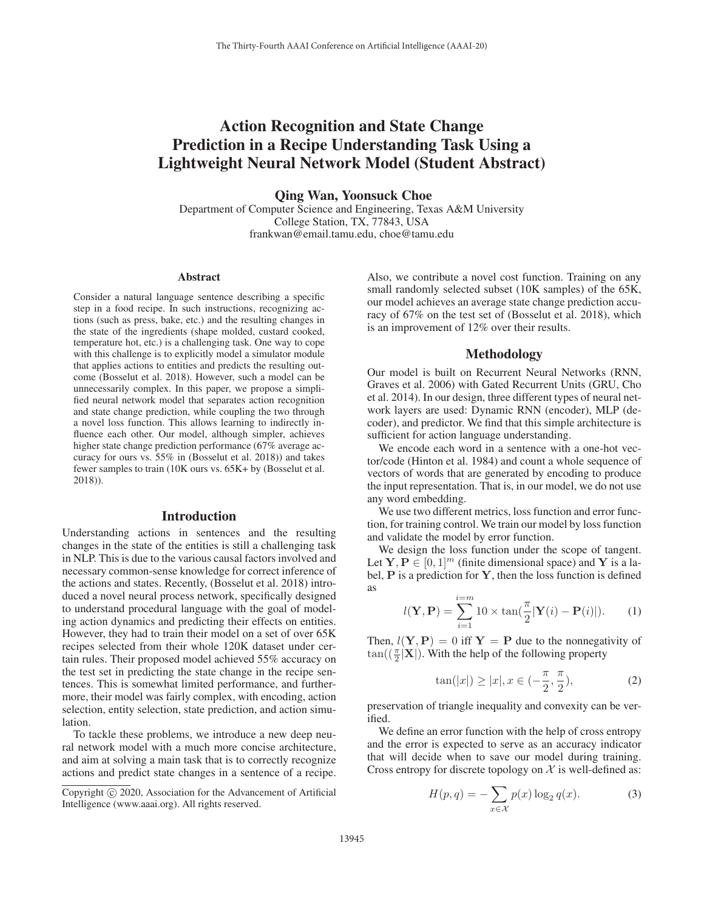# Action Recognition and State Change Prediction in a Recipe Understanding Task Using a Lightweight Neural Network Model (Student Abstract)

**Qing Wan, Yoonsuck Choe**

Department of Computer Science and Engineering, Texas A&M University
College Station, TX, 77843, USA
frankwan@email.tamu.edu, choe@tamu.edu

## Abstract

Consider a natural language sentence describing a specific step in a food recipe. In such instructions, recognizing actions (such as press, bake, etc.) and the resulting changes in the state of the ingredients (shape molded, custard cooked, temperature hot, etc.) is a challenging task. One way to cope with this challenge is to explicitly model a simulator module that applies actions to entities and predicts the resulting outcome (Bosselut et al. 2018). However, such a model can be unnecessarily complex. In this paper, we propose a simplified neural network model that separates action recognition and state change prediction, while coupling the two through a novel loss function. This allows learning to indirectly influence each other. Our model, although simpler, achieves higher state change prediction performance (67% average accuracy for ours vs. 55% in (Bosselut et al. 2018)) and takes fewer samples to train (10K ours vs. 65K+ by (Bosselut et al. 2018)).

## Introduction

Understanding actions in sentences and the resulting changes in the state of the entities is still a challenging task in NLP. This is due to the various causal factors involved and necessary common-sense knowledge for correct inference of the actions and states. Recently, (Bosselut et al. 2018) introduced a novel neural process network, specifically designed to understand procedural language with the goal of modeling action dynamics and predicting their effects on entities. However, they had to train their model on a set of over 65K recipes selected from their whole 120K dataset under certain rules. Their proposed model achieved 55% accuracy on the test set in predicting the state change in the recipe sentences. This is somewhat limited performance, and furthermore, their model was fairly complex, with encoding, action selection, entity selection, state prediction, and action simulation.

To tackle these problems, we introduce a new deep neural network model with a much more concise architecture, and aim at solving a main task that is to correctly recognize actions and predict state changes in a sentence of a recipe. Also, we contribute a novel cost function. Training on any small randomly selected subset (10K samples) of the 65K, our model achieves an average state change prediction accuracy of 67% on the test set of (Bosselut et al. 2018), which is an improvement of 12% over their results.

Copyright © 2020, Association for the Advancement of Artificial Intelligence (www.aaai.org). All rights reserved.

## Methodology

Our model is built on Recurrent Neural Networks (RNN, Graves et al. 2006) with Gated Recurrent Units (GRU, Cho et al. 2014). In our design, three different types of neural network layers are used: Dynamic RNN (encoder), MLP (decoder), and predictor. We find that this simple architecture is sufficient for action language understanding.

We encode each word in a sentence with a one-hot vector/code (Hinton et al. 1984) and count a whole sequence of vectors of words that are generated by encoding to produce the input representation. That is, in our model, we do not use any word embedding.

We use two different metrics, loss function and error function, for training control. We train our model by loss function and validate the model by error function.

We design the loss function under the scope of tangent. Let $\mathbf{Y}, \mathbf{P} \in [0, 1]^m$ (finite dimensional space) and $\mathbf{Y}$ is a label, $\mathbf{P}$ is a prediction for $\mathbf{Y}$, then the loss function is defined as

$$l(\mathbf{Y}, \mathbf{P}) = \sum_{i=1}^{i=m} 10 \times \tan(\frac{\pi}{2}|\mathbf{Y}(i) - \mathbf{P}(i)|). \quad (1)$$

Then, $l(\mathbf{Y}, \mathbf{P}) = 0$ iff $\mathbf{Y} = \mathbf{P}$ due to the nonnegativity of $\tan((\frac{\pi}{2}|\mathbf{X}|)$. With the help of the following property

$$\tan(|x|) \geq |x|, x \in (-\frac{\pi}{2}, \frac{\pi}{2}), \quad (2)$$

preservation of triangle inequality and convexity can be verified.

We define an error function with the help of cross entropy and the error is expected to serve as an accuracy indicator that will decide when to save our model during training. Cross entropy for discrete topology on $\mathcal{X}$ is well-defined as:

$$H(p, q) = -\sum_{x \in \mathcal{X}} p(x) \log_2 q(x). \quad (3)$$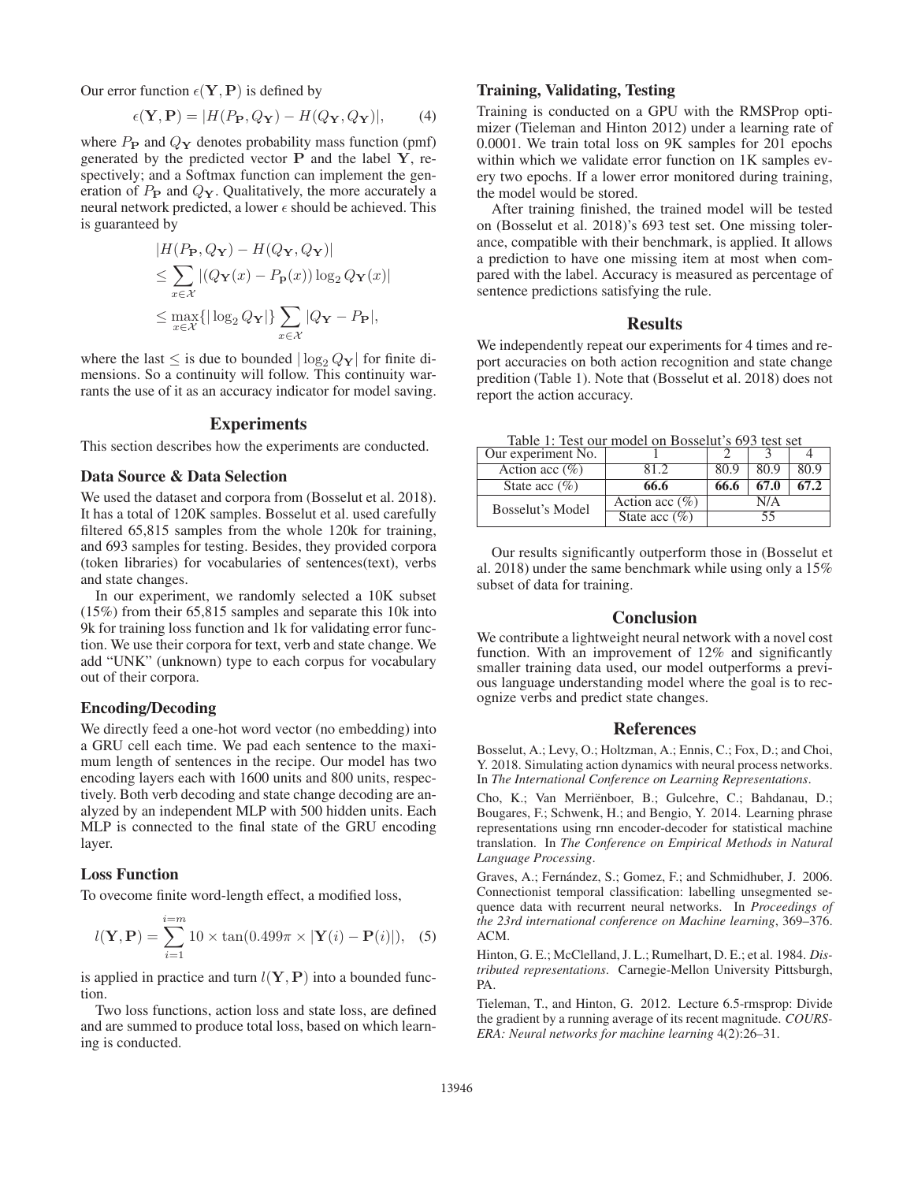Our error function $\epsilon(\mathbf{Y}, \mathbf{P})$ is defined by

$$\epsilon(\mathbf{Y}, \mathbf{P}) = |H(P_{\mathbf{P}}, Q_{\mathbf{Y}}) - H(Q_{\mathbf{Y}}, Q_{\mathbf{Y}})|, \quad (4)$$

where $P_{\mathbf{P}}$ and $Q_{\mathbf{Y}}$ denotes probability mass function (pmf) generated by the predicted vector $\mathbf{P}$ and the label $\mathbf{Y}$, respectively; and a Softmax function can implement the generation of $P_{\mathbf{P}}$ and $Q_{\mathbf{Y}}$. Qualitatively, the more accurately a neural network predicted, a lower $\epsilon$ should be achieved. This is guaranteed by

$$\begin{aligned}
&|H(P_{\mathbf{P}}, Q_{\mathbf{Y}}) - H(Q_{\mathbf{Y}}, Q_{\mathbf{Y}})| \\
&\leq \sum_{x \in \mathcal{X}} |(Q_{\mathbf{Y}}(x) - P_{\mathbf{P}}(x)) \log_2 Q_{\mathbf{Y}}(x)| \\
&\leq \max_{x \in \mathcal{X}} \{|\log_2 Q_{\mathbf{Y}}|\} \sum_{x \in \mathcal{X}} |Q_{\mathbf{Y}} - P_{\mathbf{P}}|,
\end{aligned}$$

where the last $\leq$ is due to bounded $|\log_2 Q_{\mathbf{Y}}|$ for finite dimensions. So a continuity will follow. This continuity warrants the use of it as an accuracy indicator for model saving.

## Experiments

This section describes how the experiments are conducted.

### Data Source & Data Selection

We used the dataset and corpora from (Bosselut et al. 2018). It has a total of 120K samples. Bosselut et al. used carefully filtered 65,815 samples from the whole 120k for training, and 693 samples for testing. Besides, they provided corpora (token libraries) for vocabularies of sentences(text), verbs and state changes.

In our experiment, we randomly selected a 10K subset (15%) from their 65,815 samples and separate this 10k into 9k for training loss function and 1k for validating error function. We use their corpora for text, verb and state change. We add "UNK" (unknown) type to each corpus for vocabulary out of their corpora.

### Encoding/Decoding

We directly feed a one-hot word vector (no embedding) into a GRU cell each time. We pad each sentence to the maximum length of sentences in the recipe. Our model has two encoding layers each with 1600 units and 800 units, respectively. Both verb decoding and state change decoding are analyzed by an independent MLP with 500 hidden units. Each MLP is connected to the final state of the GRU encoding layer.

### Loss Function

To ovecome finite word-length effect, a modified loss,

$$l(\mathbf{Y}, \mathbf{P}) = \sum_{i=1}^{i=m} 10 \times \tan(0.499\pi \times |\mathbf{Y}(i) - \mathbf{P}(i)|), \quad (5)$$

is applied in practice and turn $l(\mathbf{Y}, \mathbf{P})$ into a bounded function.

Two loss functions, action loss and state loss, are defined and are summed to produce total loss, based on which learning is conducted.

### Training, Validating, Testing

Training is conducted on a GPU with the RMSProp optimizer (Tieleman and Hinton 2012) under a learning rate of 0.0001. We train total loss on 9K samples for 201 epochs within which we validate error function on 1K samples every two epochs. If a lower error monitored during training, the model would be stored.

After training finished, the trained model will be tested on (Bosselut et al. 2018)'s 693 test set. One missing tolerance, compatible with their benchmark, is applied. It allows a prediction to have one missing item at most when compared with the label. Accuracy is measured as percentage of sentence predictions satisfying the rule.

## Results

We independently repeat our experiments for 4 times and report accuracies on both action recognition and state change predition (Table 1). Note that (Bosselut et al. 2018) does not report the action accuracy.

Table 1: Test our model on Bosselut's 693 test set

| Our experiment No. | 1 | 2 | 3 | 4 |
|---|---|---|---|---|
| Action acc (%) | 81.2 | 80.9 | 80.9 | 80.9 |
| State acc (%) | **66.6** | **66.6** | **67.0** | **67.2** |
| Bosselut's Model | Action acc (%) | N/A | | |
| | State acc (%) | 55 | | |

Our results significantly outperform those in (Bosselut et al. 2018) under the same benchmark while using only a 15% subset of data for training.

## Conclusion

We contribute a lightweight neural network with a novel cost function. With an improvement of 12% and significantly smaller training data used, our model outperforms a previous language understanding model where the goal is to recognize verbs and predict state changes.

## References

Bosselut, A.; Levy, O.; Holtzman, A.; Ennis, C.; Fox, D.; and Choi, Y. 2018. Simulating action dynamics with neural process networks. In *The International Conference on Learning Representations*.

Cho, K.; Van Merriënboer, B.; Gulcehre, C.; Bahdanau, D.; Bougares, F.; Schwenk, H.; and Bengio, Y. 2014. Learning phrase representations using rnn encoder-decoder for statistical machine translation. In *The Conference on Empirical Methods in Natural Language Processing*.

Graves, A.; Fernández, S.; Gomez, F.; and Schmidhuber, J. 2006. Connectionist temporal classification: labelling unsegmented sequence data with recurrent neural networks. In *Proceedings of the 23rd international conference on Machine learning*, 369–376. ACM.

Hinton, G. E.; McClelland, J. L.; Rumelhart, D. E.; et al. 1984. *Distributed representations*. Carnegie-Mellon University Pittsburgh, PA.

Tieleman, T., and Hinton, G. 2012. Lecture 6.5-rmsprop: Divide the gradient by a running average of its recent magnitude. *COURSERA: Neural networks for machine learning* 4(2):26–31.